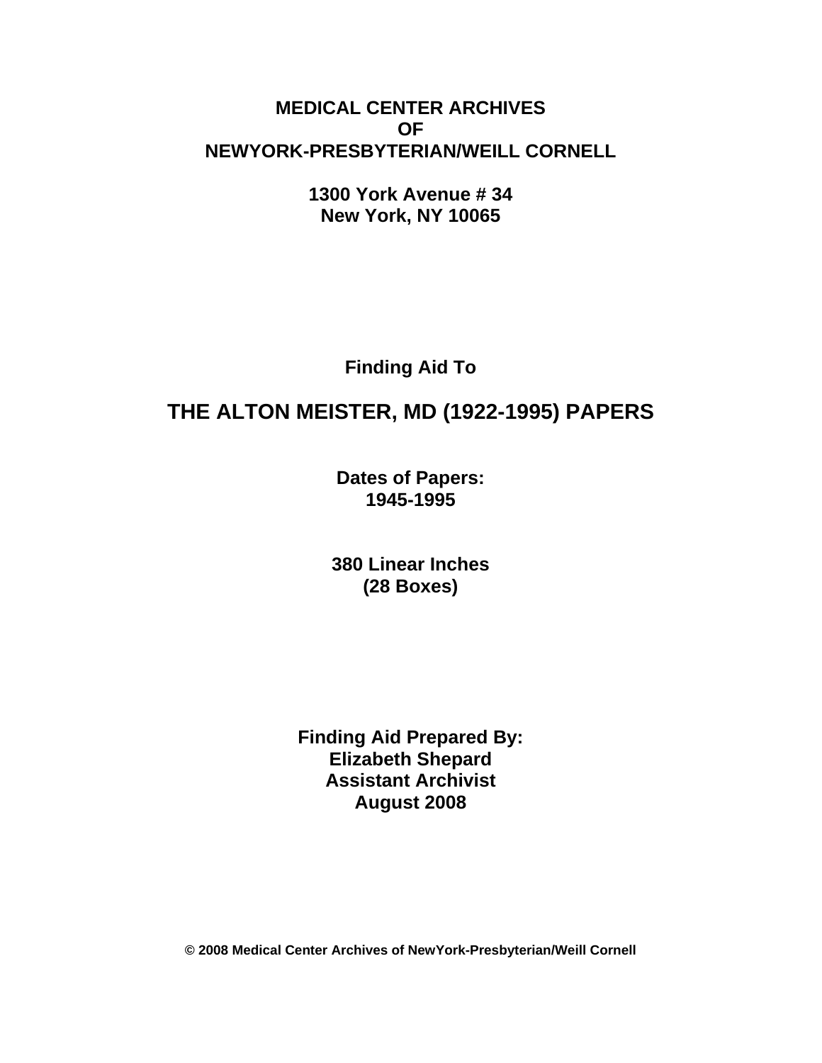**MEDICAL CENTER ARCHIVES**
**OF**
**NEWYORK-PRESBYTERIAN/WEILL CORNELL**

**1300 York Avenue # 34**
**New York, NY 10065**

**Finding Aid To**

# THE ALTON MEISTER, MD (1922-1995) PAPERS

**Dates of Papers:**
**1945-1995**

**380 Linear Inches**
**(28 Boxes)**

**Finding Aid Prepared By:**
**Elizabeth Shepard**
**Assistant Archivist**
**August 2008**

**© 2008 Medical Center Archives of NewYork-Presbyterian/Weill Cornell**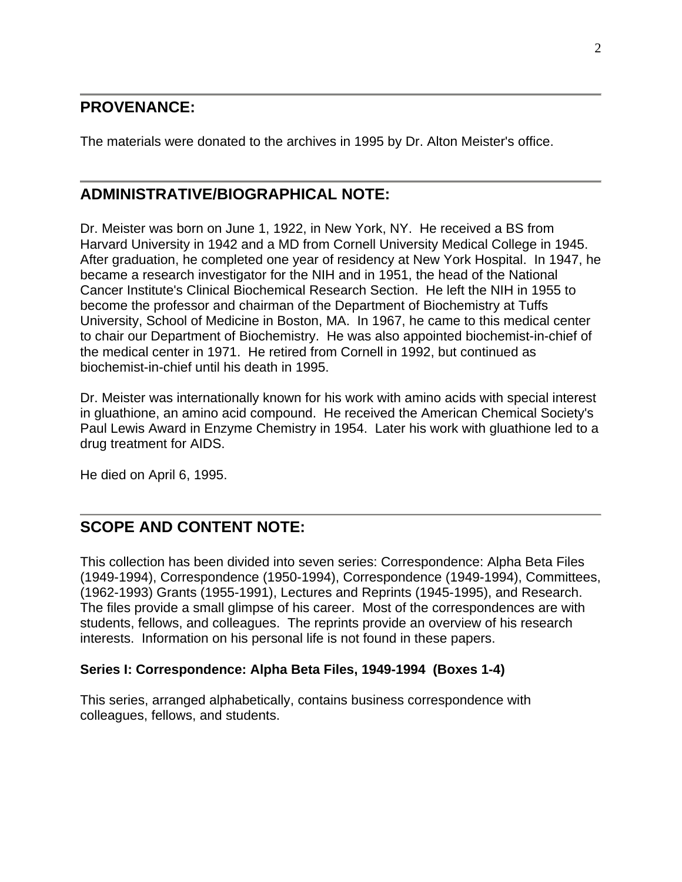## PROVENANCE:

The materials were donated to the archives in 1995 by Dr. Alton Meister's office.

## ADMINISTRATIVE/BIOGRAPHICAL NOTE:

Dr. Meister was born on June 1, 1922, in New York, NY. He received a BS from Harvard University in 1942 and a MD from Cornell University Medical College in 1945. After graduation, he completed one year of residency at New York Hospital. In 1947, he became a research investigator for the NIH and in 1951, the head of the National Cancer Institute's Clinical Biochemical Research Section. He left the NIH in 1955 to become the professor and chairman of the Department of Biochemistry at Tuffs University, School of Medicine in Boston, MA. In 1967, he came to this medical center to chair our Department of Biochemistry. He was also appointed biochemist-in-chief of the medical center in 1971. He retired from Cornell in 1992, but continued as biochemist-in-chief until his death in 1995.

Dr. Meister was internationally known for his work with amino acids with special interest in gluathione, an amino acid compound. He received the American Chemical Society's Paul Lewis Award in Enzyme Chemistry in 1954. Later his work with gluathione led to a drug treatment for AIDS.

He died on April 6, 1995.

## SCOPE AND CONTENT NOTE:

This collection has been divided into seven series: Correspondence: Alpha Beta Files (1949-1994), Correspondence (1950-1994), Correspondence (1949-1994), Committees, (1962-1993) Grants (1955-1991), Lectures and Reprints (1945-1995), and Research. The files provide a small glimpse of his career. Most of the correspondences are with students, fellows, and colleagues. The reprints provide an overview of his research interests. Information on his personal life is not found in these papers.

**Series I: Correspondence: Alpha Beta Files, 1949-1994 (Boxes 1-4)**

This series, arranged alphabetically, contains business correspondence with colleagues, fellows, and students.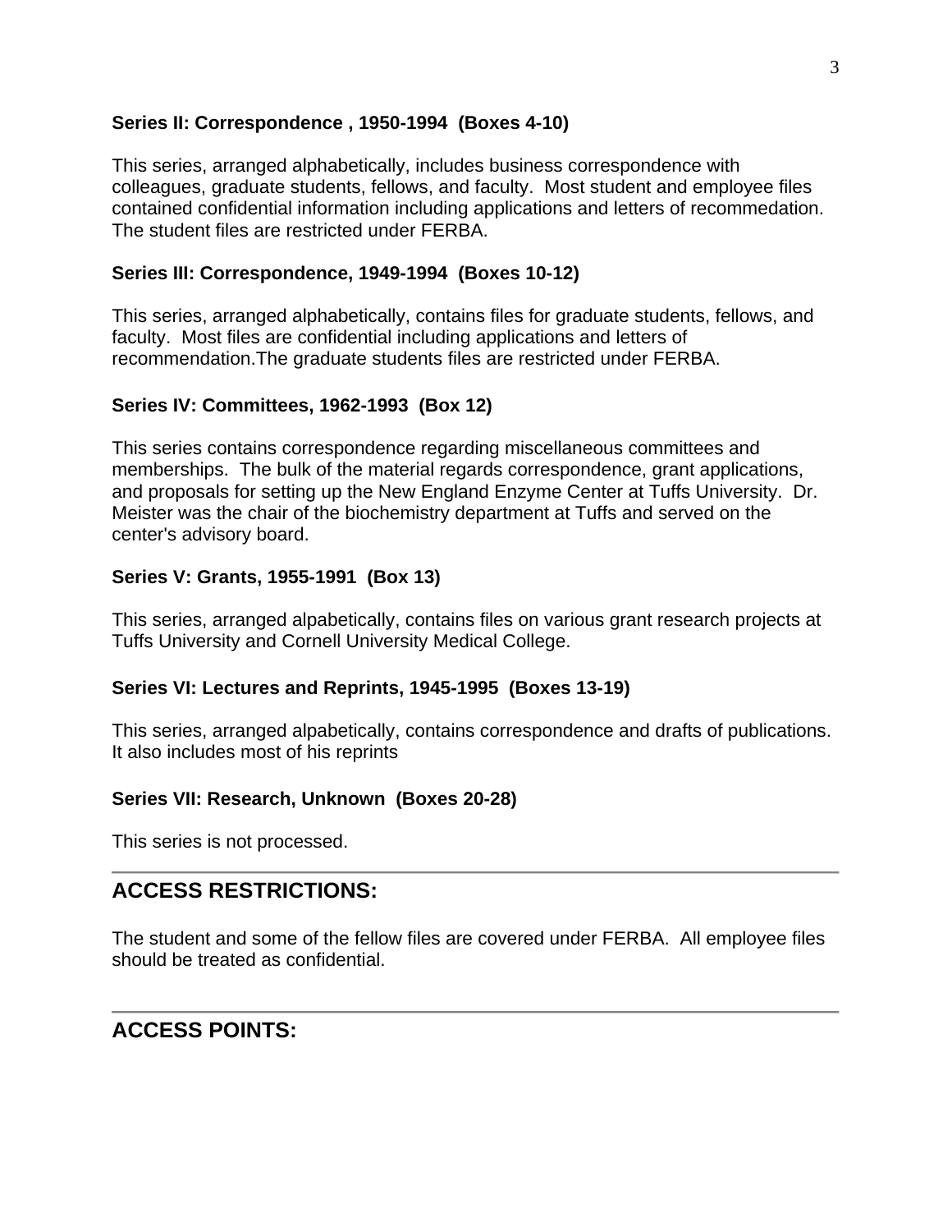**Series II: Correspondence , 1950-1994 (Boxes 4-10)**

This series, arranged alphabetically, includes business correspondence with colleagues, graduate students, fellows, and faculty. Most student and employee files contained confidential information including applications and letters of recommedation. The student files are restricted under FERBA.

**Series III: Correspondence, 1949-1994 (Boxes 10-12)**

This series, arranged alphabetically, contains files for graduate students, fellows, and faculty. Most files are confidential including applications and letters of recommendation.The graduate students files are restricted under FERBA.

**Series IV: Committees, 1962-1993 (Box 12)**

This series contains correspondence regarding miscellaneous committees and memberships. The bulk of the material regards correspondence, grant applications, and proposals for setting up the New England Enzyme Center at Tuffs University. Dr. Meister was the chair of the biochemistry department at Tuffs and served on the center's advisory board.

**Series V: Grants, 1955-1991 (Box 13)**

This series, arranged alpabetically, contains files on various grant research projects at Tuffs University and Cornell University Medical College.

**Series VI: Lectures and Reprints, 1945-1995 (Boxes 13-19)**

This series, arranged alpabetically, contains correspondence and drafts of publications. It also includes most of his reprints

**Series VII: Research, Unknown (Boxes 20-28)**

This series is not processed.

---

## ACCESS RESTRICTIONS:

The student and some of the fellow files are covered under FERBA. All employee files should be treated as confidential.

---

## ACCESS POINTS: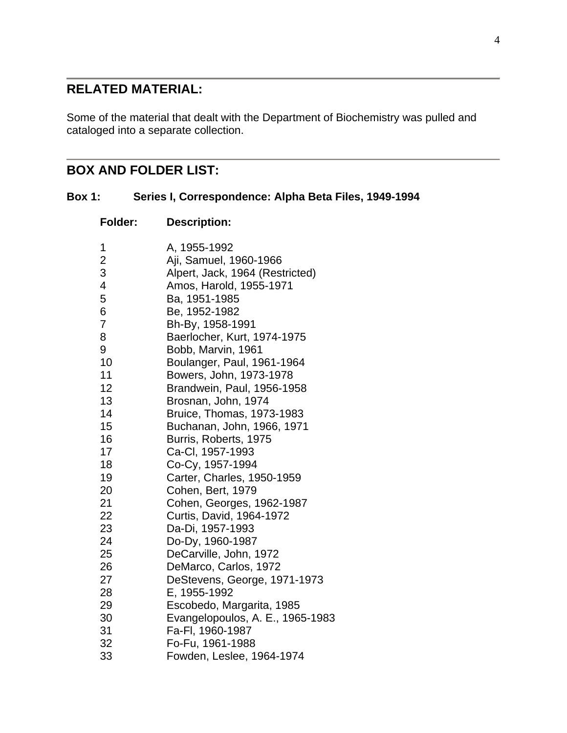## RELATED MATERIAL:

Some of the material that dealt with the Department of Biochemistry was pulled and cataloged into a separate collection.

## BOX AND FOLDER LIST:

**Box 1: Series I, Correspondence: Alpha Beta Files, 1949-1994**

| Folder: | Description: |
|---|---|
| 1 | A, 1955-1992 |
| 2 | Aji, Samuel, 1960-1966 |
| 3 | Alpert, Jack, 1964 (Restricted) |
| 4 | Amos, Harold, 1955-1971 |
| 5 | Ba, 1951-1985 |
| 6 | Be, 1952-1982 |
| 7 | Bh-By, 1958-1991 |
| 8 | Baerlocher, Kurt, 1974-1975 |
| 9 | Bobb, Marvin, 1961 |
| 10 | Boulanger, Paul, 1961-1964 |
| 11 | Bowers, John, 1973-1978 |
| 12 | Brandwein, Paul, 1956-1958 |
| 13 | Brosnan, John, 1974 |
| 14 | Bruice, Thomas, 1973-1983 |
| 15 | Buchanan, John, 1966, 1971 |
| 16 | Burris, Roberts, 1975 |
| 17 | Ca-Cl, 1957-1993 |
| 18 | Co-Cy, 1957-1994 |
| 19 | Carter, Charles, 1950-1959 |
| 20 | Cohen, Bert, 1979 |
| 21 | Cohen, Georges, 1962-1987 |
| 22 | Curtis, David, 1964-1972 |
| 23 | Da-Di, 1957-1993 |
| 24 | Do-Dy, 1960-1987 |
| 25 | DeCarville, John, 1972 |
| 26 | DeMarco, Carlos, 1972 |
| 27 | DeStevens, George, 1971-1973 |
| 28 | E, 1955-1992 |
| 29 | Escobedo, Margarita, 1985 |
| 30 | Evangelopoulos, A. E., 1965-1983 |
| 31 | Fa-Fl, 1960-1987 |
| 32 | Fo-Fu, 1961-1988 |
| 33 | Fowden, Leslee, 1964-1974 |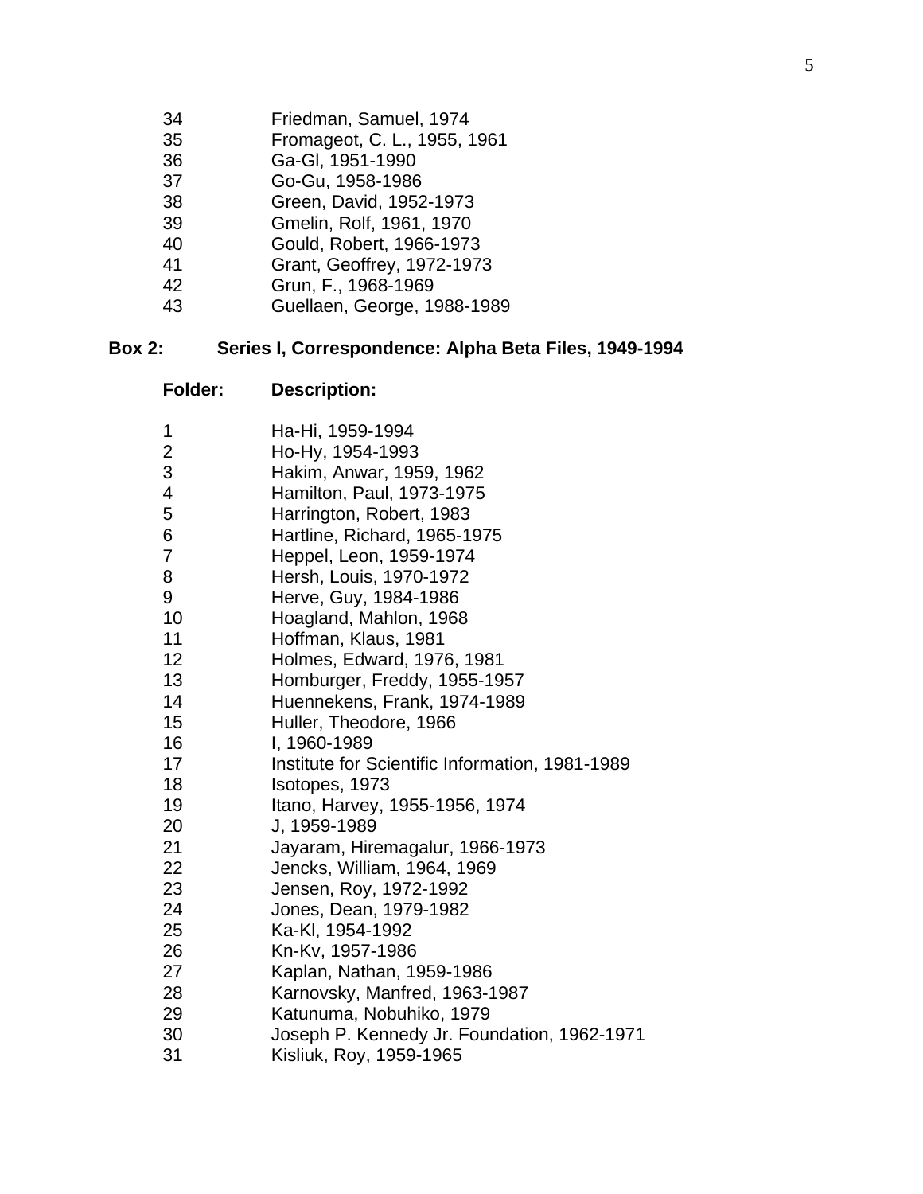| | |
|---|---|
| 34 | Friedman, Samuel, 1974 |
| 35 | Fromageot, C. L., 1955, 1961 |
| 36 | Ga-Gl, 1951-1990 |
| 37 | Go-Gu, 1958-1986 |
| 38 | Green, David, 1952-1973 |
| 39 | Gmelin, Rolf, 1961, 1970 |
| 40 | Gould, Robert, 1966-1973 |
| 41 | Grant, Geoffrey, 1972-1973 |
| 42 | Grun, F., 1968-1969 |
| 43 | Guellaen, George, 1988-1989 |

**Box 2: Series I, Correspondence: Alpha Beta Files, 1949-1994**

| Folder: | Description: |
|---|---|
| 1 | Ha-Hi, 1959-1994 |
| 2 | Ho-Hy, 1954-1993 |
| 3 | Hakim, Anwar, 1959, 1962 |
| 4 | Hamilton, Paul, 1973-1975 |
| 5 | Harrington, Robert, 1983 |
| 6 | Hartline, Richard, 1965-1975 |
| 7 | Heppel, Leon, 1959-1974 |
| 8 | Hersh, Louis, 1970-1972 |
| 9 | Herve, Guy, 1984-1986 |
| 10 | Hoagland, Mahlon, 1968 |
| 11 | Hoffman, Klaus, 1981 |
| 12 | Holmes, Edward, 1976, 1981 |
| 13 | Homburger, Freddy, 1955-1957 |
| 14 | Huennekens, Frank, 1974-1989 |
| 15 | Huller, Theodore, 1966 |
| 16 | I, 1960-1989 |
| 17 | Institute for Scientific Information, 1981-1989 |
| 18 | Isotopes, 1973 |
| 19 | Itano, Harvey, 1955-1956, 1974 |
| 20 | J, 1959-1989 |
| 21 | Jayaram, Hiremagalur, 1966-1973 |
| 22 | Jencks, William, 1964, 1969 |
| 23 | Jensen, Roy, 1972-1992 |
| 24 | Jones, Dean, 1979-1982 |
| 25 | Ka-Kl, 1954-1992 |
| 26 | Kn-Kv, 1957-1986 |
| 27 | Kaplan, Nathan, 1959-1986 |
| 28 | Karnovsky, Manfred, 1963-1987 |
| 29 | Katunuma, Nobuhiko, 1979 |
| 30 | Joseph P. Kennedy Jr. Foundation, 1962-1971 |
| 31 | Kisliuk, Roy, 1959-1965 |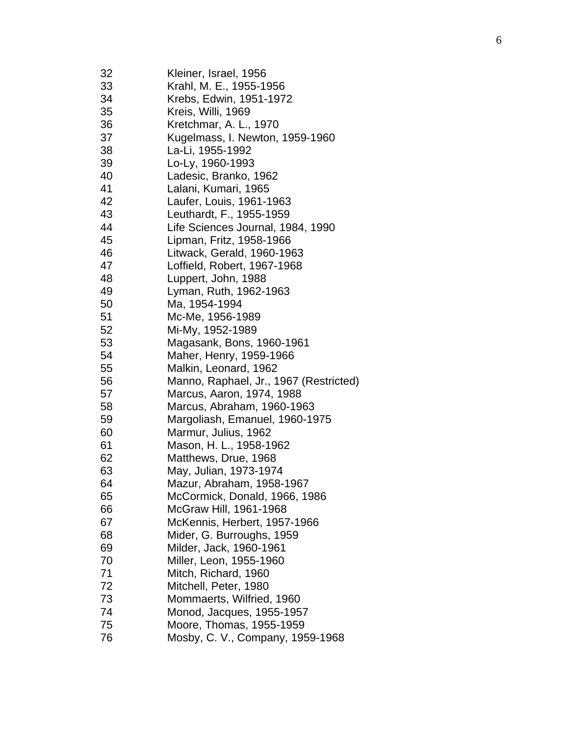32 Kleiner, Israel, 1956
33 Krahl, M. E., 1955-1956
34 Krebs, Edwin, 1951-1972
35 Kreis, Willi, 1969
36 Kretchmar, A. L., 1970
37 Kugelmass, I. Newton, 1959-1960
38 La-Li, 1955-1992
39 Lo-Ly, 1960-1993
40 Ladesic, Branko, 1962
41 Lalani, Kumari, 1965
42 Laufer, Louis, 1961-1963
43 Leuthardt, F., 1955-1959
44 Life Sciences Journal, 1984, 1990
45 Lipman, Fritz, 1958-1966
46 Litwack, Gerald, 1960-1963
47 Loffield, Robert, 1967-1968
48 Luppert, John, 1988
49 Lyman, Ruth, 1962-1963
50 Ma, 1954-1994
51 Mc-Me, 1956-1989
52 Mi-My, 1952-1989
53 Magasank, Bons, 1960-1961
54 Maher, Henry, 1959-1966
55 Malkin, Leonard, 1962
56 Manno, Raphael, Jr., 1967 (Restricted)
57 Marcus, Aaron, 1974, 1988
58 Marcus, Abraham, 1960-1963
59 Margoliash, Emanuel, 1960-1975
60 Marmur, Julius, 1962
61 Mason, H. L., 1958-1962
62 Matthews, Drue, 1968
63 May, Julian, 1973-1974
64 Mazur, Abraham, 1958-1967
65 McCormick, Donald, 1966, 1986
66 McGraw Hill, 1961-1968
67 McKennis, Herbert, 1957-1966
68 Mider, G. Burroughs, 1959
69 Milder, Jack, 1960-1961
70 Miller, Leon, 1955-1960
71 Mitch, Richard, 1960
72 Mitchell, Peter, 1980
73 Mommaerts, Wilfried, 1960
74 Monod, Jacques, 1955-1957
75 Moore, Thomas, 1955-1959
76 Mosby, C. V., Company, 1959-1968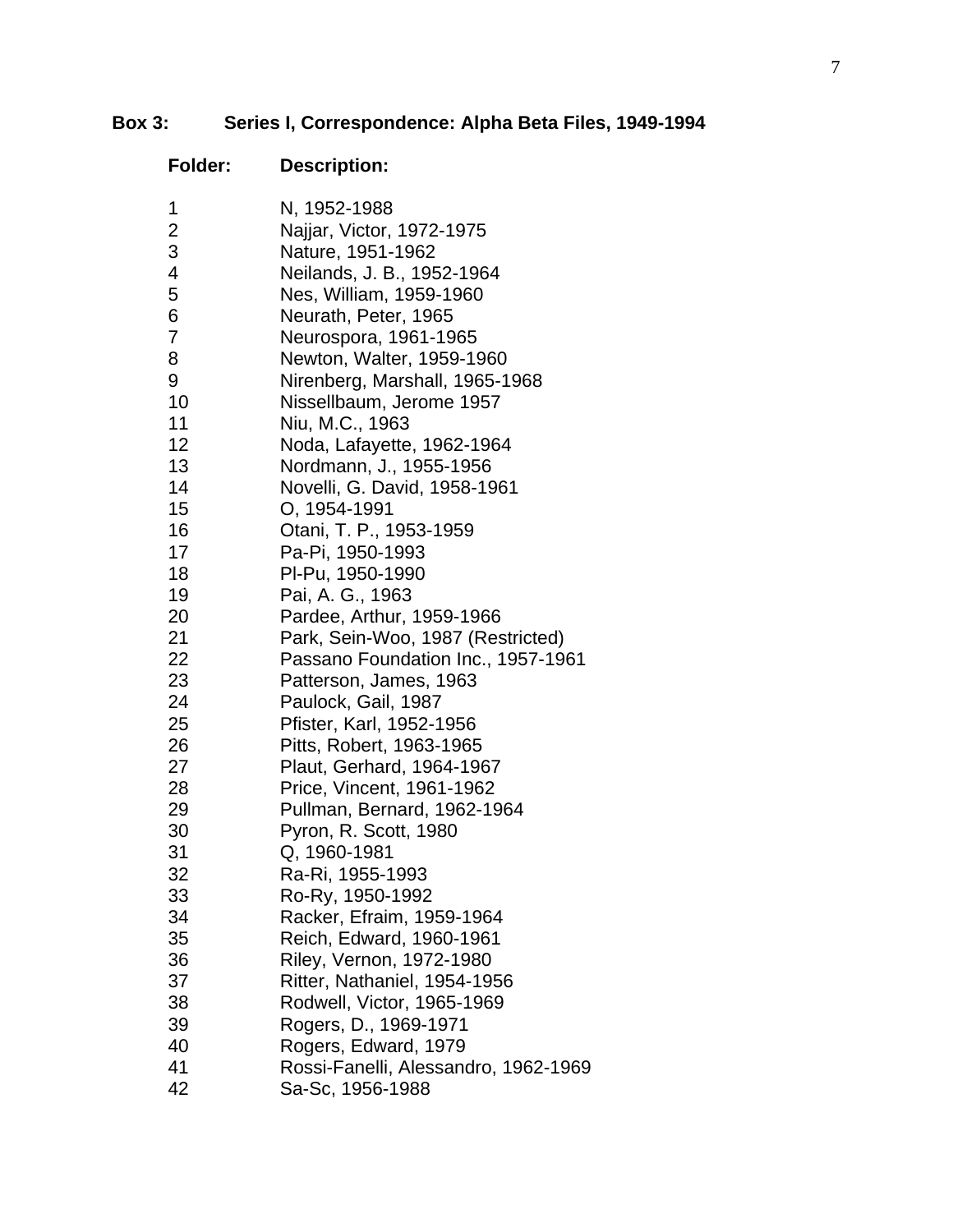**Box 3: Series I, Correspondence: Alpha Beta Files, 1949-1994**

| Folder: | Description: |
| --- | --- |
| 1 | N, 1952-1988 |
| 2 | Najjar, Victor, 1972-1975 |
| 3 | Nature, 1951-1962 |
| 4 | Neilands, J. B., 1952-1964 |
| 5 | Nes, William, 1959-1960 |
| 6 | Neurath, Peter, 1965 |
| 7 | Neurospora, 1961-1965 |
| 8 | Newton, Walter, 1959-1960 |
| 9 | Nirenberg, Marshall, 1965-1968 |
| 10 | Nissellbaum, Jerome 1957 |
| 11 | Niu, M.C., 1963 |
| 12 | Noda, Lafayette, 1962-1964 |
| 13 | Nordmann, J., 1955-1956 |
| 14 | Novelli, G. David, 1958-1961 |
| 15 | O, 1954-1991 |
| 16 | Otani, T. P., 1953-1959 |
| 17 | Pa-Pi, 1950-1993 |
| 18 | Pl-Pu, 1950-1990 |
| 19 | Pai, A. G., 1963 |
| 20 | Pardee, Arthur, 1959-1966 |
| 21 | Park, Sein-Woo, 1987 (Restricted) |
| 22 | Passano Foundation Inc., 1957-1961 |
| 23 | Patterson, James, 1963 |
| 24 | Paulock, Gail, 1987 |
| 25 | Pfister, Karl, 1952-1956 |
| 26 | Pitts, Robert, 1963-1965 |
| 27 | Plaut, Gerhard, 1964-1967 |
| 28 | Price, Vincent, 1961-1962 |
| 29 | Pullman, Bernard, 1962-1964 |
| 30 | Pyron, R. Scott, 1980 |
| 31 | Q, 1960-1981 |
| 32 | Ra-Ri, 1955-1993 |
| 33 | Ro-Ry, 1950-1992 |
| 34 | Racker, Efraim, 1959-1964 |
| 35 | Reich, Edward, 1960-1961 |
| 36 | Riley, Vernon, 1972-1980 |
| 37 | Ritter, Nathaniel, 1954-1956 |
| 38 | Rodwell, Victor, 1965-1969 |
| 39 | Rogers, D., 1969-1971 |
| 40 | Rogers, Edward, 1979 |
| 41 | Rossi-Fanelli, Alessandro, 1962-1969 |
| 42 | Sa-Sc, 1956-1988 |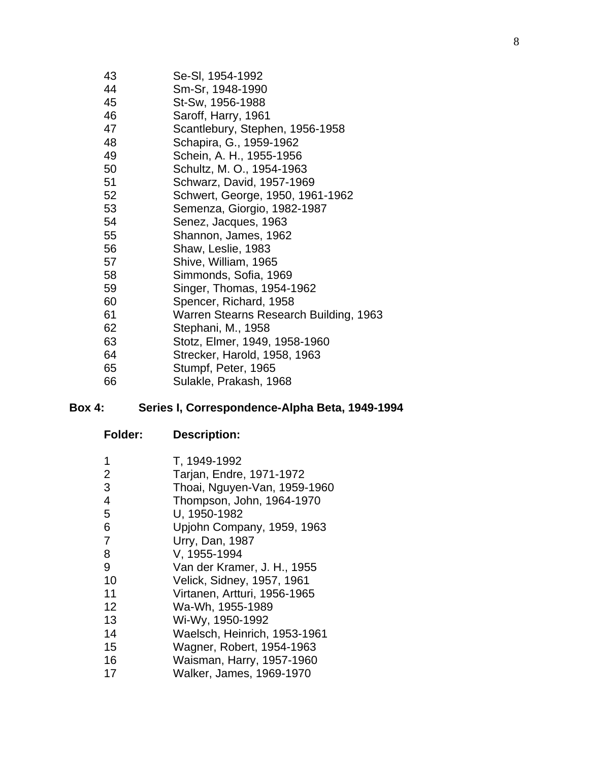| | |
|---|---|
| 43 | Se-Sl, 1954-1992 |
| 44 | Sm-Sr, 1948-1990 |
| 45 | St-Sw, 1956-1988 |
| 46 | Saroff, Harry, 1961 |
| 47 | Scantlebury, Stephen, 1956-1958 |
| 48 | Schapira, G., 1959-1962 |
| 49 | Schein, A. H., 1955-1956 |
| 50 | Schultz, M. O., 1954-1963 |
| 51 | Schwarz, David, 1957-1969 |
| 52 | Schwert, George, 1950, 1961-1962 |
| 53 | Semenza, Giorgio, 1982-1987 |
| 54 | Senez, Jacques, 1963 |
| 55 | Shannon, James, 1962 |
| 56 | Shaw, Leslie, 1983 |
| 57 | Shive, William, 1965 |
| 58 | Simmonds, Sofia, 1969 |
| 59 | Singer, Thomas, 1954-1962 |
| 60 | Spencer, Richard, 1958 |
| 61 | Warren Stearns Research Building, 1963 |
| 62 | Stephani, M., 1958 |
| 63 | Stotz, Elmer, 1949, 1958-1960 |
| 64 | Strecker, Harold, 1958, 1963 |
| 65 | Stumpf, Peter, 1965 |
| 66 | Sulakle, Prakash, 1968 |

**Box 4: Series I, Correspondence-Alpha Beta, 1949-1994**

| Folder: | Description: |
|---|---|
| 1 | T, 1949-1992 |
| 2 | Tarjan, Endre, 1971-1972 |
| 3 | Thoai, Nguyen-Van, 1959-1960 |
| 4 | Thompson, John, 1964-1970 |
| 5 | U, 1950-1982 |
| 6 | Upjohn Company, 1959, 1963 |
| 7 | Urry, Dan, 1987 |
| 8 | V, 1955-1994 |
| 9 | Van der Kramer, J. H., 1955 |
| 10 | Velick, Sidney, 1957, 1961 |
| 11 | Virtanen, Artturi, 1956-1965 |
| 12 | Wa-Wh, 1955-1989 |
| 13 | Wi-Wy, 1950-1992 |
| 14 | Waelsch, Heinrich, 1953-1961 |
| 15 | Wagner, Robert, 1954-1963 |
| 16 | Waisman, Harry, 1957-1960 |
| 17 | Walker, James, 1969-1970 |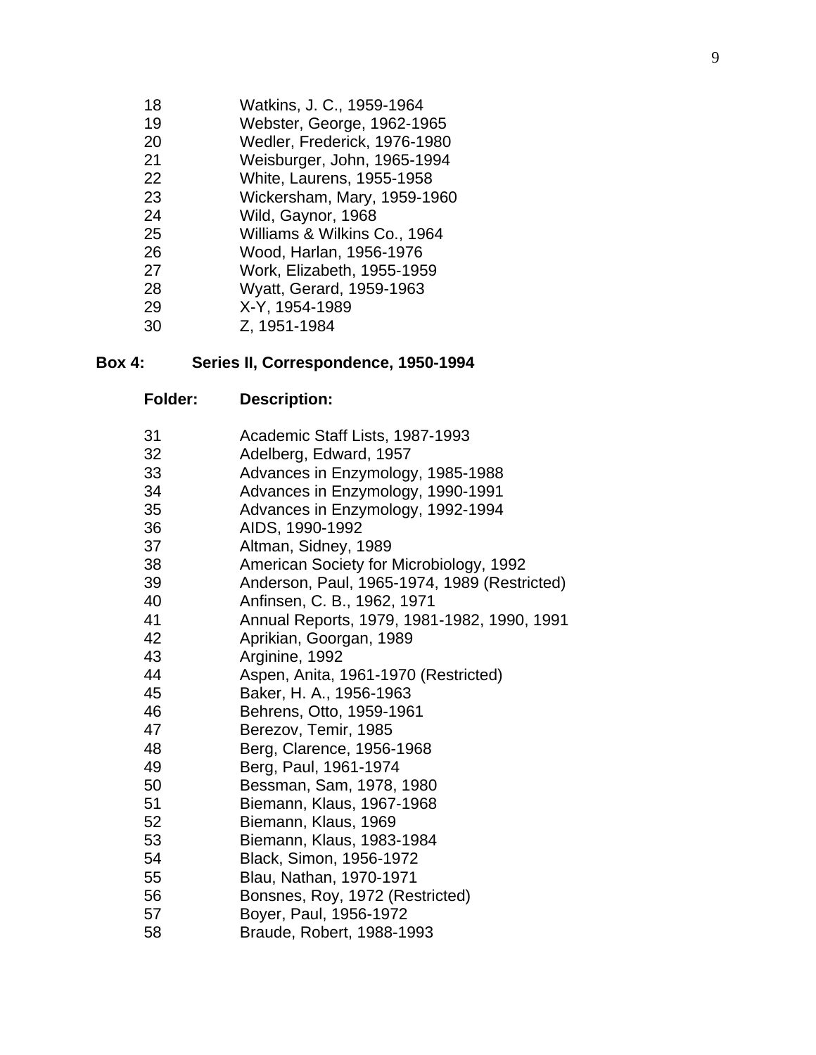| Folder: | Description: |
|---|---|
| 18 | Watkins, J. C., 1959-1964 |
| 19 | Webster, George, 1962-1965 |
| 20 | Wedler, Frederick, 1976-1980 |
| 21 | Weisburger, John, 1965-1994 |
| 22 | White, Laurens, 1955-1958 |
| 23 | Wickersham, Mary, 1959-1960 |
| 24 | Wild, Gaynor, 1968 |
| 25 | Williams & Wilkins Co., 1964 |
| 26 | Wood, Harlan, 1956-1976 |
| 27 | Work, Elizabeth, 1955-1959 |
| 28 | Wyatt, Gerard, 1959-1963 |
| 29 | X-Y, 1954-1989 |
| 30 | Z, 1951-1984 |

**Box 4: Series II, Correspondence, 1950-1994**

| Folder: | Description: |
|---|---|
| 31 | Academic Staff Lists, 1987-1993 |
| 32 | Adelberg, Edward, 1957 |
| 33 | Advances in Enzymology, 1985-1988 |
| 34 | Advances in Enzymology, 1990-1991 |
| 35 | Advances in Enzymology, 1992-1994 |
| 36 | AIDS, 1990-1992 |
| 37 | Altman, Sidney, 1989 |
| 38 | American Society for Microbiology, 1992 |
| 39 | Anderson, Paul, 1965-1974, 1989 (Restricted) |
| 40 | Anfinsen, C. B., 1962, 1971 |
| 41 | Annual Reports, 1979, 1981-1982, 1990, 1991 |
| 42 | Aprikian, Goorgan, 1989 |
| 43 | Arginine, 1992 |
| 44 | Aspen, Anita, 1961-1970 (Restricted) |
| 45 | Baker, H. A., 1956-1963 |
| 46 | Behrens, Otto, 1959-1961 |
| 47 | Berezov, Temir, 1985 |
| 48 | Berg, Clarence, 1956-1968 |
| 49 | Berg, Paul, 1961-1974 |
| 50 | Bessman, Sam, 1978, 1980 |
| 51 | Biemann, Klaus, 1967-1968 |
| 52 | Biemann, Klaus, 1969 |
| 53 | Biemann, Klaus, 1983-1984 |
| 54 | Black, Simon, 1956-1972 |
| 55 | Blau, Nathan, 1970-1971 |
| 56 | Bonsnes, Roy, 1972 (Restricted) |
| 57 | Boyer, Paul, 1956-1972 |
| 58 | Braude, Robert, 1988-1993 |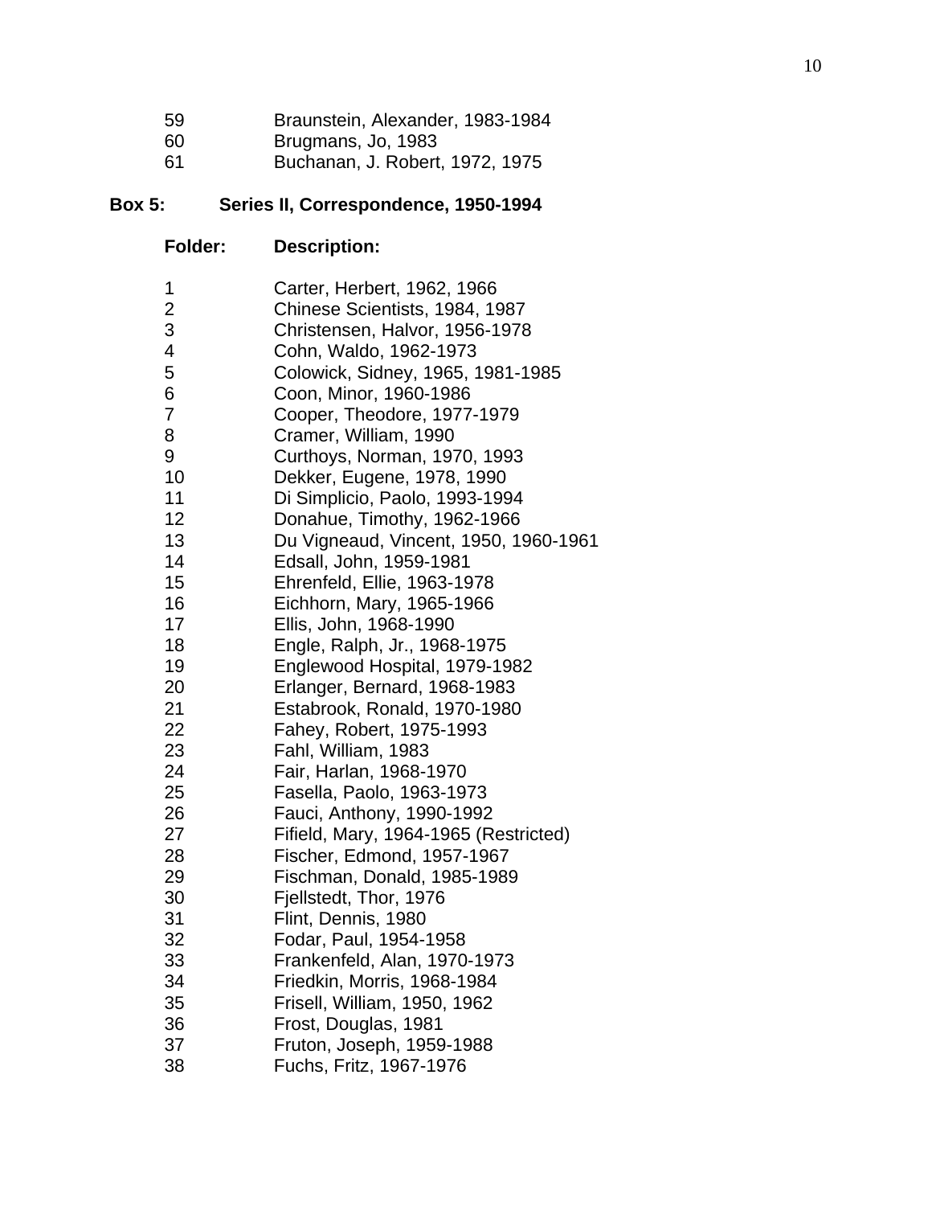| | |
|---|---|
| 59 | Braunstein, Alexander, 1983-1984 |
| 60 | Brugmans, Jo, 1983 |
| 61 | Buchanan, J. Robert, 1972, 1975 |

**Box 5: Series II, Correspondence, 1950-1994**

| Folder: | Description: |
|---|---|
| 1 | Carter, Herbert, 1962, 1966 |
| 2 | Chinese Scientists, 1984, 1987 |
| 3 | Christensen, Halvor, 1956-1978 |
| 4 | Cohn, Waldo, 1962-1973 |
| 5 | Colowick, Sidney, 1965, 1981-1985 |
| 6 | Coon, Minor, 1960-1986 |
| 7 | Cooper, Theodore, 1977-1979 |
| 8 | Cramer, William, 1990 |
| 9 | Curthoys, Norman, 1970, 1993 |
| 10 | Dekker, Eugene, 1978, 1990 |
| 11 | Di Simplicio, Paolo, 1993-1994 |
| 12 | Donahue, Timothy, 1962-1966 |
| 13 | Du Vigneaud, Vincent, 1950, 1960-1961 |
| 14 | Edsall, John, 1959-1981 |
| 15 | Ehrenfeld, Ellie, 1963-1978 |
| 16 | Eichhorn, Mary, 1965-1966 |
| 17 | Ellis, John, 1968-1990 |
| 18 | Engle, Ralph, Jr., 1968-1975 |
| 19 | Englewood Hospital, 1979-1982 |
| 20 | Erlanger, Bernard, 1968-1983 |
| 21 | Estabrook, Ronald, 1970-1980 |
| 22 | Fahey, Robert, 1975-1993 |
| 23 | Fahl, William, 1983 |
| 24 | Fair, Harlan, 1968-1970 |
| 25 | Fasella, Paolo, 1963-1973 |
| 26 | Fauci, Anthony, 1990-1992 |
| 27 | Fifield, Mary, 1964-1965 (Restricted) |
| 28 | Fischer, Edmond, 1957-1967 |
| 29 | Fischman, Donald, 1985-1989 |
| 30 | Fjellstedt, Thor, 1976 |
| 31 | Flint, Dennis, 1980 |
| 32 | Fodar, Paul, 1954-1958 |
| 33 | Frankenfeld, Alan, 1970-1973 |
| 34 | Friedkin, Morris, 1968-1984 |
| 35 | Frisell, William, 1950, 1962 |
| 36 | Frost, Douglas, 1981 |
| 37 | Fruton, Joseph, 1959-1988 |
| 38 | Fuchs, Fritz, 1967-1976 |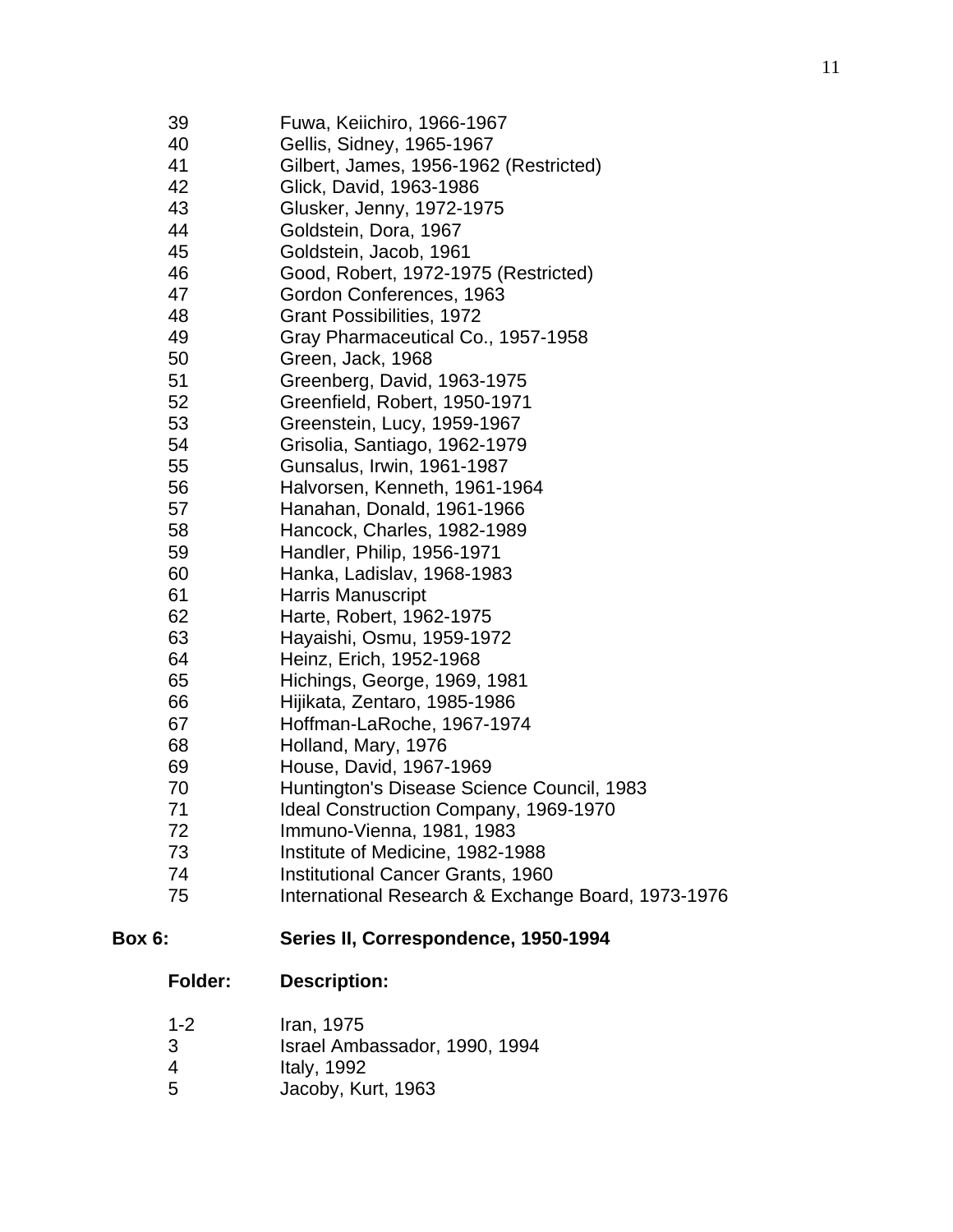| Folder | Description |
| --- | --- |
| 39 | Fuwa, Keiichiro, 1966-1967 |
| 40 | Gellis, Sidney, 1965-1967 |
| 41 | Gilbert, James, 1956-1962 (Restricted) |
| 42 | Glick, David, 1963-1986 |
| 43 | Glusker, Jenny, 1972-1975 |
| 44 | Goldstein, Dora, 1967 |
| 45 | Goldstein, Jacob, 1961 |
| 46 | Good, Robert, 1972-1975 (Restricted) |
| 47 | Gordon Conferences, 1963 |
| 48 | Grant Possibilities, 1972 |
| 49 | Gray Pharmaceutical Co., 1957-1958 |
| 50 | Green, Jack, 1968 |
| 51 | Greenberg, David, 1963-1975 |
| 52 | Greenfield, Robert, 1950-1971 |
| 53 | Greenstein, Lucy, 1959-1967 |
| 54 | Grisolia, Santiago, 1962-1979 |
| 55 | Gunsalus, Irwin, 1961-1987 |
| 56 | Halvorsen, Kenneth, 1961-1964 |
| 57 | Hanahan, Donald, 1961-1966 |
| 58 | Hancock, Charles, 1982-1989 |
| 59 | Handler, Philip, 1956-1971 |
| 60 | Hanka, Ladislav, 1968-1983 |
| 61 | Harris Manuscript |
| 62 | Harte, Robert, 1962-1975 |
| 63 | Hayaishi, Osmu, 1959-1972 |
| 64 | Heinz, Erich, 1952-1968 |
| 65 | Hichings, George, 1969, 1981 |
| 66 | Hijikata, Zentaro, 1985-1986 |
| 67 | Hoffman-LaRoche, 1967-1974 |
| 68 | Holland, Mary, 1976 |
| 69 | House, David, 1967-1969 |
| 70 | Huntington's Disease Science Council, 1983 |
| 71 | Ideal Construction Company, 1969-1970 |
| 72 | Immuno-Vienna, 1981, 1983 |
| 73 | Institute of Medicine, 1982-1988 |
| 74 | Institutional Cancer Grants, 1960 |
| 75 | International Research & Exchange Board, 1973-1976 |

**Box 6: Series II, Correspondence, 1950-1994**

| **Folder:** | **Description:** |
| --- | --- |
| 1-2 | Iran, 1975 |
| 3 | Israel Ambassador, 1990, 1994 |
| 4 | Italy, 1992 |
| 5 | Jacoby, Kurt, 1963 |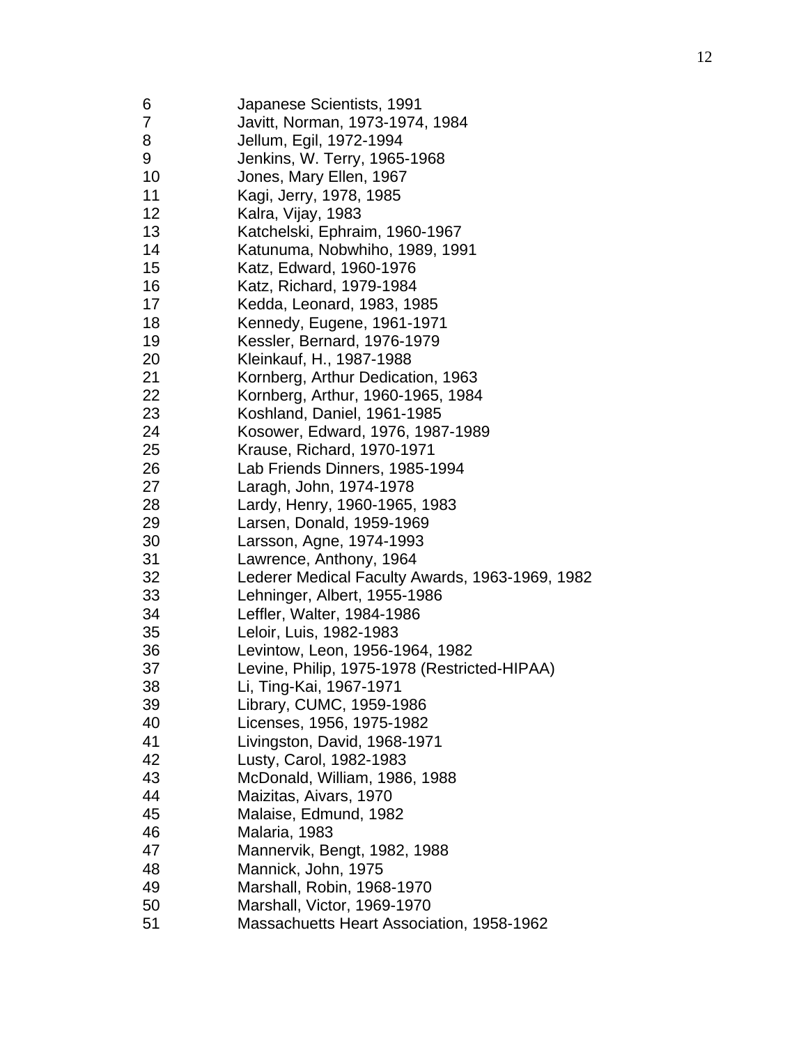| | |
|---|---|
| 6 | Japanese Scientists, 1991 |
| 7 | Javitt, Norman, 1973-1974, 1984 |
| 8 | Jellum, Egil, 1972-1994 |
| 9 | Jenkins, W. Terry, 1965-1968 |
| 10 | Jones, Mary Ellen, 1967 |
| 11 | Kagi, Jerry, 1978, 1985 |
| 12 | Kalra, Vijay, 1983 |
| 13 | Katchelski, Ephraim, 1960-1967 |
| 14 | Katunuma, Nobwhiho, 1989, 1991 |
| 15 | Katz, Edward, 1960-1976 |
| 16 | Katz, Richard, 1979-1984 |
| 17 | Kedda, Leonard, 1983, 1985 |
| 18 | Kennedy, Eugene, 1961-1971 |
| 19 | Kessler, Bernard, 1976-1979 |
| 20 | Kleinkauf, H., 1987-1988 |
| 21 | Kornberg, Arthur Dedication, 1963 |
| 22 | Kornberg, Arthur, 1960-1965, 1984 |
| 23 | Koshland, Daniel, 1961-1985 |
| 24 | Kosower, Edward, 1976, 1987-1989 |
| 25 | Krause, Richard, 1970-1971 |
| 26 | Lab Friends Dinners, 1985-1994 |
| 27 | Laragh, John, 1974-1978 |
| 28 | Lardy, Henry, 1960-1965, 1983 |
| 29 | Larsen, Donald, 1959-1969 |
| 30 | Larsson, Agne, 1974-1993 |
| 31 | Lawrence, Anthony, 1964 |
| 32 | Lederer Medical Faculty Awards, 1963-1969, 1982 |
| 33 | Lehninger, Albert, 1955-1986 |
| 34 | Leffler, Walter, 1984-1986 |
| 35 | Leloir, Luis, 1982-1983 |
| 36 | Levintow, Leon, 1956-1964, 1982 |
| 37 | Levine, Philip, 1975-1978 (Restricted-HIPAA) |
| 38 | Li, Ting-Kai, 1967-1971 |
| 39 | Library, CUMC, 1959-1986 |
| 40 | Licenses, 1956, 1975-1982 |
| 41 | Livingston, David, 1968-1971 |
| 42 | Lusty, Carol, 1982-1983 |
| 43 | McDonald, William, 1986, 1988 |
| 44 | Maizitas, Aivars, 1970 |
| 45 | Malaise, Edmund, 1982 |
| 46 | Malaria, 1983 |
| 47 | Mannervik, Bengt, 1982, 1988 |
| 48 | Mannick, John, 1975 |
| 49 | Marshall, Robin, 1968-1970 |
| 50 | Marshall, Victor, 1969-1970 |
| 51 | Massachuetts Heart Association, 1958-1962 |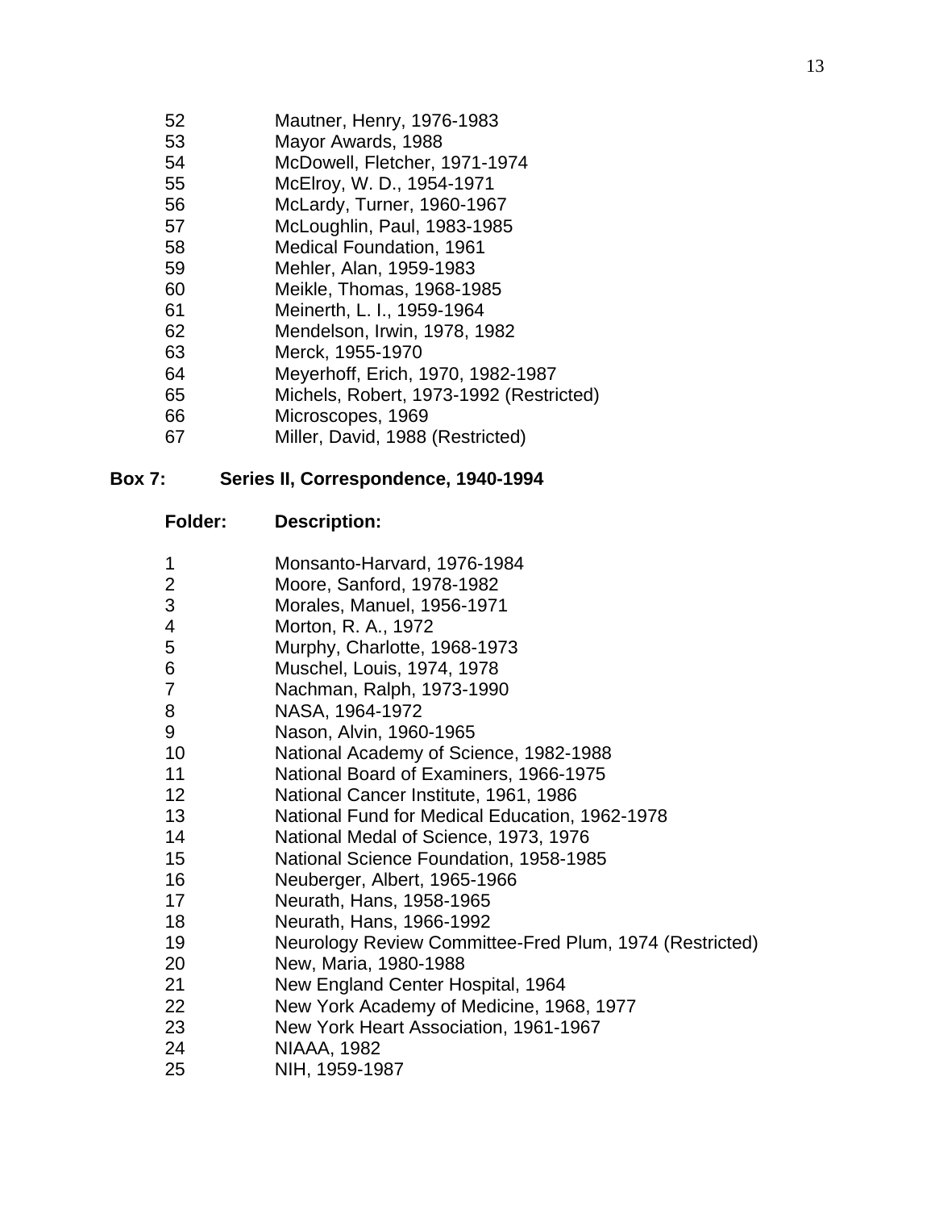| | |
|---|---|
| 52 | Mautner, Henry, 1976-1983 |
| 53 | Mayor Awards, 1988 |
| 54 | McDowell, Fletcher, 1971-1974 |
| 55 | McElroy, W. D., 1954-1971 |
| 56 | McLardy, Turner, 1960-1967 |
| 57 | McLoughlin, Paul, 1983-1985 |
| 58 | Medical Foundation, 1961 |
| 59 | Mehler, Alan, 1959-1983 |
| 60 | Meikle, Thomas, 1968-1985 |
| 61 | Meinerth, L. I., 1959-1964 |
| 62 | Mendelson, Irwin, 1978, 1982 |
| 63 | Merck, 1955-1970 |
| 64 | Meyerhoff, Erich, 1970, 1982-1987 |
| 65 | Michels, Robert, 1973-1992 (Restricted) |
| 66 | Microscopes, 1969 |
| 67 | Miller, David, 1988 (Restricted) |

**Box 7: Series II, Correspondence, 1940-1994**

| **Folder:** | **Description:** |
|---|---|
| 1 | Monsanto-Harvard, 1976-1984 |
| 2 | Moore, Sanford, 1978-1982 |
| 3 | Morales, Manuel, 1956-1971 |
| 4 | Morton, R. A., 1972 |
| 5 | Murphy, Charlotte, 1968-1973 |
| 6 | Muschel, Louis, 1974, 1978 |
| 7 | Nachman, Ralph, 1973-1990 |
| 8 | NASA, 1964-1972 |
| 9 | Nason, Alvin, 1960-1965 |
| 10 | National Academy of Science, 1982-1988 |
| 11 | National Board of Examiners, 1966-1975 |
| 12 | National Cancer Institute, 1961, 1986 |
| 13 | National Fund for Medical Education, 1962-1978 |
| 14 | National Medal of Science, 1973, 1976 |
| 15 | National Science Foundation, 1958-1985 |
| 16 | Neuberger, Albert, 1965-1966 |
| 17 | Neurath, Hans, 1958-1965 |
| 18 | Neurath, Hans, 1966-1992 |
| 19 | Neurology Review Committee-Fred Plum, 1974 (Restricted) |
| 20 | New, Maria, 1980-1988 |
| 21 | New England Center Hospital, 1964 |
| 22 | New York Academy of Medicine, 1968, 1977 |
| 23 | New York Heart Association, 1961-1967 |
| 24 | NIAAA, 1982 |
| 25 | NIH, 1959-1987 |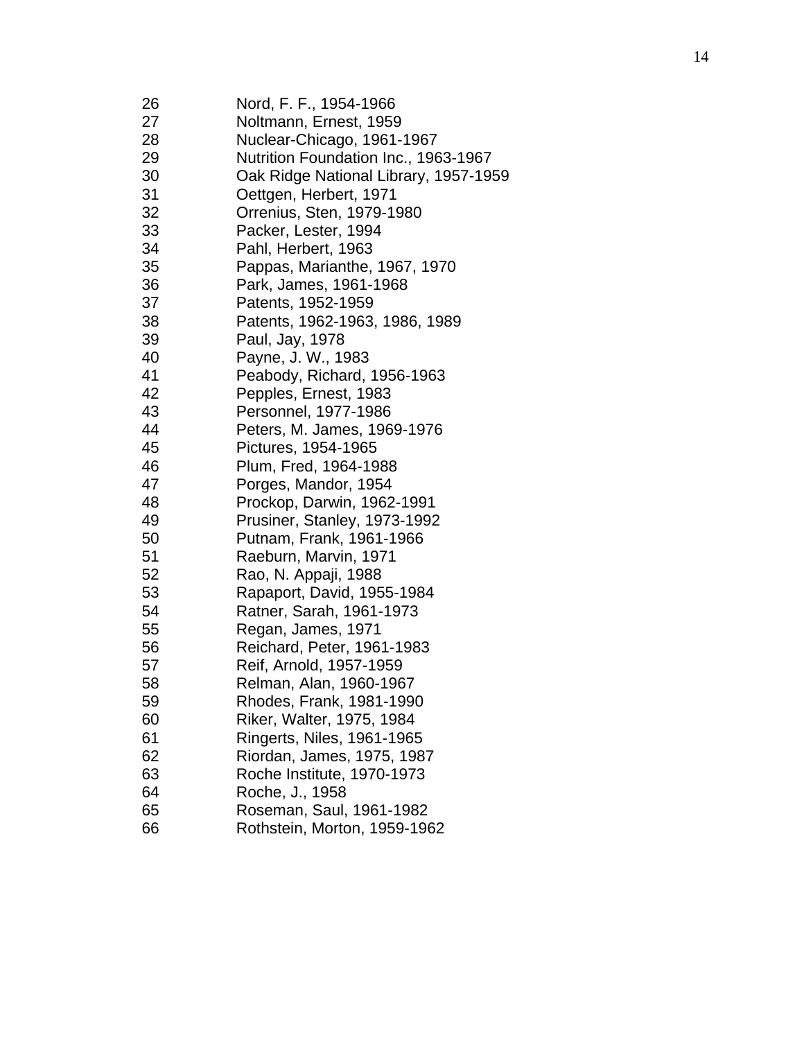| | |
|---|---|
| 26 | Nord, F. F., 1954-1966 |
| 27 | Noltmann, Ernest, 1959 |
| 28 | Nuclear-Chicago, 1961-1967 |
| 29 | Nutrition Foundation Inc., 1963-1967 |
| 30 | Oak Ridge National Library, 1957-1959 |
| 31 | Oettgen, Herbert, 1971 |
| 32 | Orrenius, Sten, 1979-1980 |
| 33 | Packer, Lester, 1994 |
| 34 | Pahl, Herbert, 1963 |
| 35 | Pappas, Marianthe, 1967, 1970 |
| 36 | Park, James, 1961-1968 |
| 37 | Patents, 1952-1959 |
| 38 | Patents, 1962-1963, 1986, 1989 |
| 39 | Paul, Jay, 1978 |
| 40 | Payne, J. W., 1983 |
| 41 | Peabody, Richard, 1956-1963 |
| 42 | Pepples, Ernest, 1983 |
| 43 | Personnel, 1977-1986 |
| 44 | Peters, M. James, 1969-1976 |
| 45 | Pictures, 1954-1965 |
| 46 | Plum, Fred, 1964-1988 |
| 47 | Porges, Mandor, 1954 |
| 48 | Prockop, Darwin, 1962-1991 |
| 49 | Prusiner, Stanley, 1973-1992 |
| 50 | Putnam, Frank, 1961-1966 |
| 51 | Raeburn, Marvin, 1971 |
| 52 | Rao, N. Appaji, 1988 |
| 53 | Rapaport, David, 1955-1984 |
| 54 | Ratner, Sarah, 1961-1973 |
| 55 | Regan, James, 1971 |
| 56 | Reichard, Peter, 1961-1983 |
| 57 | Reif, Arnold, 1957-1959 |
| 58 | Relman, Alan, 1960-1967 |
| 59 | Rhodes, Frank, 1981-1990 |
| 60 | Riker, Walter, 1975, 1984 |
| 61 | Ringerts, Niles, 1961-1965 |
| 62 | Riordan, James, 1975, 1987 |
| 63 | Roche Institute, 1970-1973 |
| 64 | Roche, J., 1958 |
| 65 | Roseman, Saul, 1961-1982 |
| 66 | Rothstein, Morton, 1959-1962 |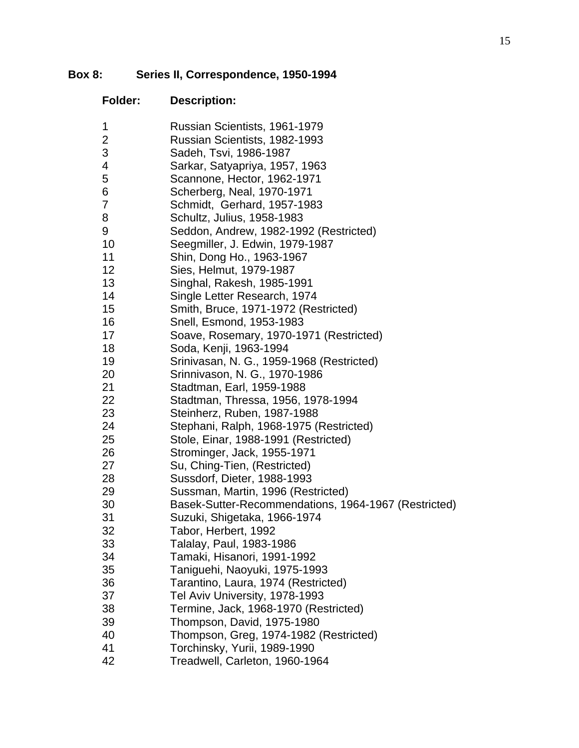**Box 8: Series II, Correspondence, 1950-1994**

| Folder: | Description: |
| --- | --- |
| 1 | Russian Scientists, 1961-1979 |
| 2 | Russian Scientists, 1982-1993 |
| 3 | Sadeh, Tsvi, 1986-1987 |
| 4 | Sarkar, Satyapriya, 1957, 1963 |
| 5 | Scannone, Hector, 1962-1971 |
| 6 | Scherberg, Neal, 1970-1971 |
| 7 | Schmidt, Gerhard, 1957-1983 |
| 8 | Schultz, Julius, 1958-1983 |
| 9 | Seddon, Andrew, 1982-1992 (Restricted) |
| 10 | Seegmiller, J. Edwin, 1979-1987 |
| 11 | Shin, Dong Ho., 1963-1967 |
| 12 | Sies, Helmut, 1979-1987 |
| 13 | Singhal, Rakesh, 1985-1991 |
| 14 | Single Letter Research, 1974 |
| 15 | Smith, Bruce, 1971-1972 (Restricted) |
| 16 | Snell, Esmond, 1953-1983 |
| 17 | Soave, Rosemary, 1970-1971 (Restricted) |
| 18 | Soda, Kenji, 1963-1994 |
| 19 | Srinivasan, N. G., 1959-1968 (Restricted) |
| 20 | Srinnivason, N. G., 1970-1986 |
| 21 | Stadtman, Earl, 1959-1988 |
| 22 | Stadtman, Thressa, 1956, 1978-1994 |
| 23 | Steinherz, Ruben, 1987-1988 |
| 24 | Stephani, Ralph, 1968-1975 (Restricted) |
| 25 | Stole, Einar, 1988-1991 (Restricted) |
| 26 | Strominger, Jack, 1955-1971 |
| 27 | Su, Ching-Tien, (Restricted) |
| 28 | Sussdorf, Dieter, 1988-1993 |
| 29 | Sussman, Martin, 1996 (Restricted) |
| 30 | Basek-Sutter-Recommendations, 1964-1967 (Restricted) |
| 31 | Suzuki, Shigetaka, 1966-1974 |
| 32 | Tabor, Herbert, 1992 |
| 33 | Talalay, Paul, 1983-1986 |
| 34 | Tamaki, Hisanori, 1991-1992 |
| 35 | Taniguehi, Naoyuki, 1975-1993 |
| 36 | Tarantino, Laura, 1974 (Restricted) |
| 37 | Tel Aviv University, 1978-1993 |
| 38 | Termine, Jack, 1968-1970 (Restricted) |
| 39 | Thompson, David, 1975-1980 |
| 40 | Thompson, Greg, 1974-1982 (Restricted) |
| 41 | Torchinsky, Yurii, 1989-1990 |
| 42 | Treadwell, Carleton, 1960-1964 |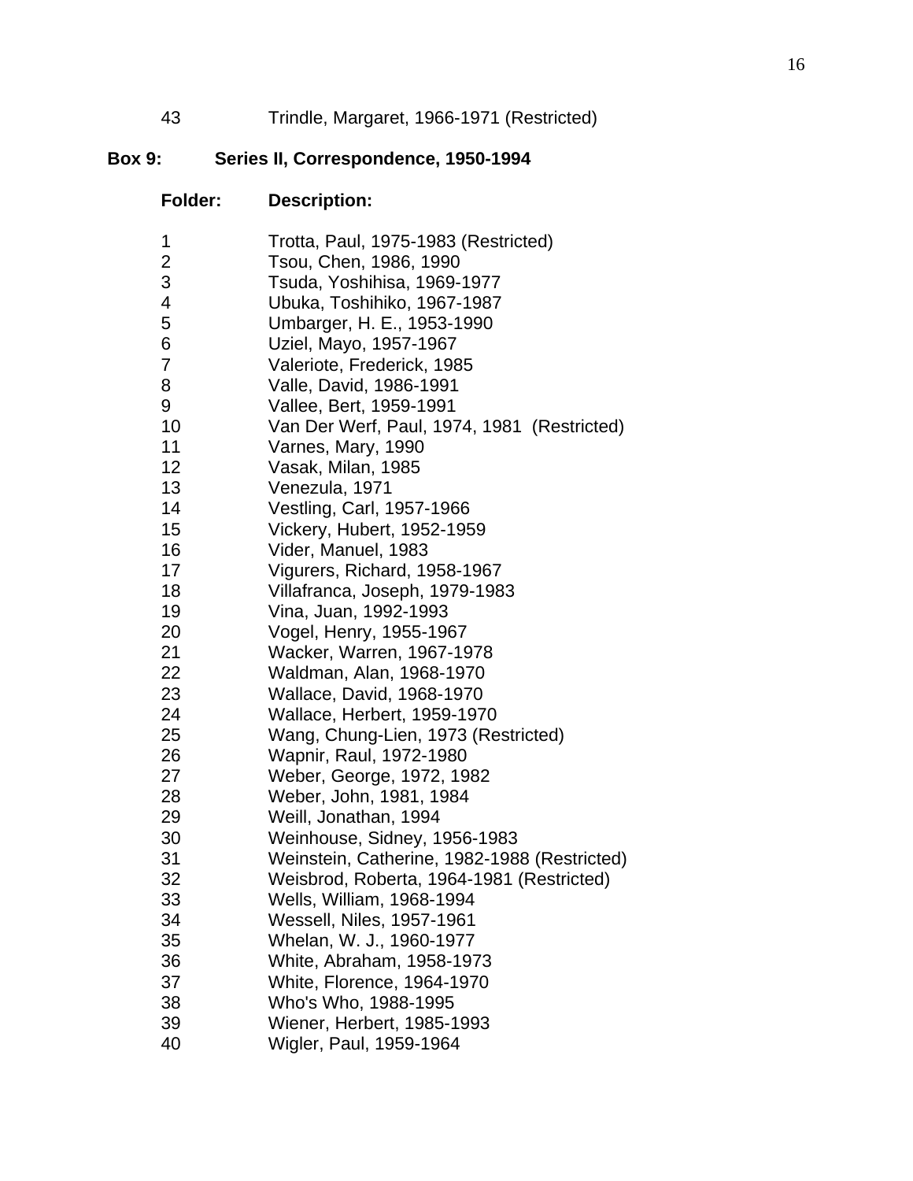| 43 | Trindle, Margaret, 1966-1971 (Restricted) |
|---|---|

**Box 9: Series II, Correspondence, 1950-1994**

| **Folder:** | **Description:** |
|---|---|
| 1 | Trotta, Paul, 1975-1983 (Restricted) |
| 2 | Tsou, Chen, 1986, 1990 |
| 3 | Tsuda, Yoshihisa, 1969-1977 |
| 4 | Ubuka, Toshihiko, 1967-1987 |
| 5 | Umbarger, H. E., 1953-1990 |
| 6 | Uziel, Mayo, 1957-1967 |
| 7 | Valeriote, Frederick, 1985 |
| 8 | Valle, David, 1986-1991 |
| 9 | Vallee, Bert, 1959-1991 |
| 10 | Van Der Werf, Paul, 1974, 1981 (Restricted) |
| 11 | Varnes, Mary, 1990 |
| 12 | Vasak, Milan, 1985 |
| 13 | Venezula, 1971 |
| 14 | Vestling, Carl, 1957-1966 |
| 15 | Vickery, Hubert, 1952-1959 |
| 16 | Vider, Manuel, 1983 |
| 17 | Vigurers, Richard, 1958-1967 |
| 18 | Villafranca, Joseph, 1979-1983 |
| 19 | Vina, Juan, 1992-1993 |
| 20 | Vogel, Henry, 1955-1967 |
| 21 | Wacker, Warren, 1967-1978 |
| 22 | Waldman, Alan, 1968-1970 |
| 23 | Wallace, David, 1968-1970 |
| 24 | Wallace, Herbert, 1959-1970 |
| 25 | Wang, Chung-Lien, 1973 (Restricted) |
| 26 | Wapnir, Raul, 1972-1980 |
| 27 | Weber, George, 1972, 1982 |
| 28 | Weber, John, 1981, 1984 |
| 29 | Weill, Jonathan, 1994 |
| 30 | Weinhouse, Sidney, 1956-1983 |
| 31 | Weinstein, Catherine, 1982-1988 (Restricted) |
| 32 | Weisbrod, Roberta, 1964-1981 (Restricted) |
| 33 | Wells, William, 1968-1994 |
| 34 | Wessell, Niles, 1957-1961 |
| 35 | Whelan, W. J., 1960-1977 |
| 36 | White, Abraham, 1958-1973 |
| 37 | White, Florence, 1964-1970 |
| 38 | Who's Who, 1988-1995 |
| 39 | Wiener, Herbert, 1985-1993 |
| 40 | Wigler, Paul, 1959-1964 |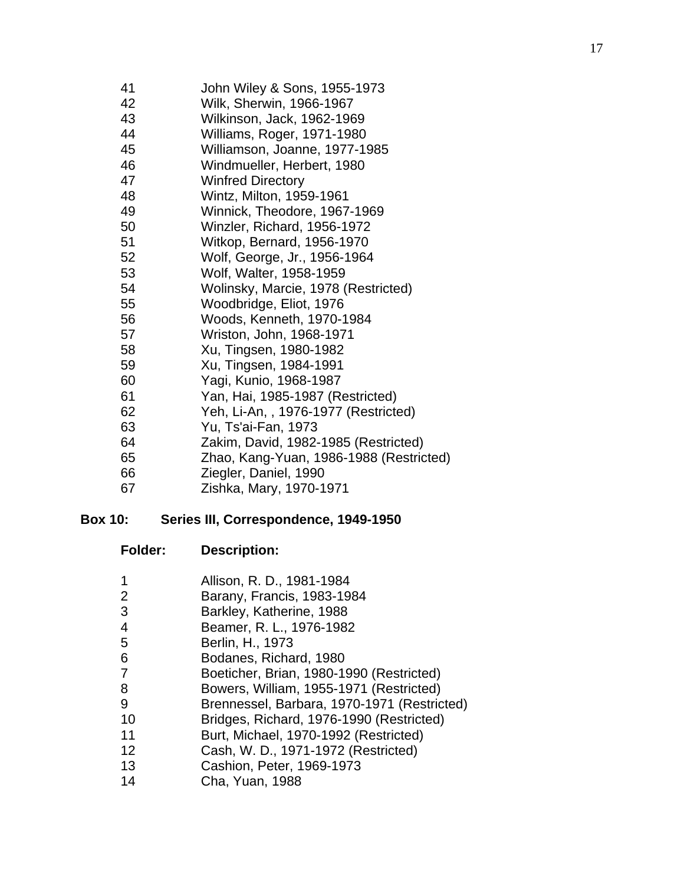| | |
|---|---|
| 41 | John Wiley & Sons, 1955-1973 |
| 42 | Wilk, Sherwin, 1966-1967 |
| 43 | Wilkinson, Jack, 1962-1969 |
| 44 | Williams, Roger, 1971-1980 |
| 45 | Williamson, Joanne, 1977-1985 |
| 46 | Windmueller, Herbert, 1980 |
| 47 | Winfred Directory |
| 48 | Wintz, Milton, 1959-1961 |
| 49 | Winnick, Theodore, 1967-1969 |
| 50 | Winzler, Richard, 1956-1972 |
| 51 | Witkop, Bernard, 1956-1970 |
| 52 | Wolf, George, Jr., 1956-1964 |
| 53 | Wolf, Walter, 1958-1959 |
| 54 | Wolinsky, Marcie, 1978 (Restricted) |
| 55 | Woodbridge, Eliot, 1976 |
| 56 | Woods, Kenneth, 1970-1984 |
| 57 | Wriston, John, 1968-1971 |
| 58 | Xu, Tingsen, 1980-1982 |
| 59 | Xu, Tingsen, 1984-1991 |
| 60 | Yagi, Kunio, 1968-1987 |
| 61 | Yan, Hai, 1985-1987 (Restricted) |
| 62 | Yeh, Li-An, , 1976-1977 (Restricted) |
| 63 | Yu, Ts'ai-Fan, 1973 |
| 64 | Zakim, David, 1982-1985 (Restricted) |
| 65 | Zhao, Kang-Yuan, 1986-1988 (Restricted) |
| 66 | Ziegler, Daniel, 1990 |
| 67 | Zishka, Mary, 1970-1971 |

**Box 10: Series III, Correspondence, 1949-1950**

| **Folder:** | **Description:** |
|---|---|
| 1 | Allison, R. D., 1981-1984 |
| 2 | Barany, Francis, 1983-1984 |
| 3 | Barkley, Katherine, 1988 |
| 4 | Beamer, R. L., 1976-1982 |
| 5 | Berlin, H., 1973 |
| 6 | Bodanes, Richard, 1980 |
| 7 | Boeticher, Brian, 1980-1990 (Restricted) |
| 8 | Bowers, William, 1955-1971 (Restricted) |
| 9 | Brennessel, Barbara, 1970-1971 (Restricted) |
| 10 | Bridges, Richard, 1976-1990 (Restricted) |
| 11 | Burt, Michael, 1970-1992 (Restricted) |
| 12 | Cash, W. D., 1971-1972 (Restricted) |
| 13 | Cashion, Peter, 1969-1973 |
| 14 | Cha, Yuan, 1988 |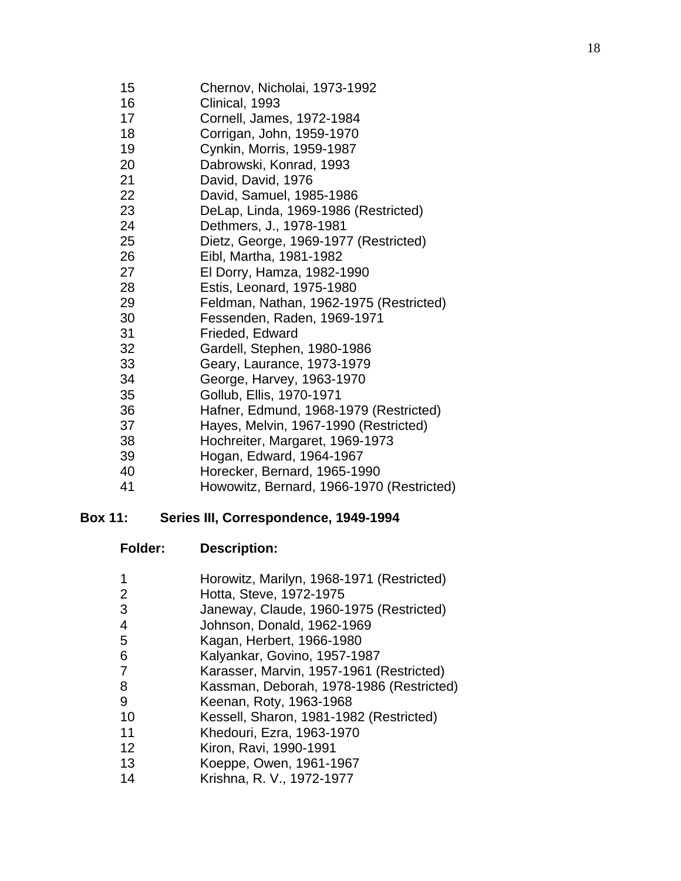| | |
|---|---|
| 15 | Chernov, Nicholai, 1973-1992 |
| 16 | Clinical, 1993 |
| 17 | Cornell, James, 1972-1984 |
| 18 | Corrigan, John, 1959-1970 |
| 19 | Cynkin, Morris, 1959-1987 |
| 20 | Dabrowski, Konrad, 1993 |
| 21 | David, David, 1976 |
| 22 | David, Samuel, 1985-1986 |
| 23 | DeLap, Linda, 1969-1986 (Restricted) |
| 24 | Dethmers, J., 1978-1981 |
| 25 | Dietz, George, 1969-1977 (Restricted) |
| 26 | Eibl, Martha, 1981-1982 |
| 27 | El Dorry, Hamza, 1982-1990 |
| 28 | Estis, Leonard, 1975-1980 |
| 29 | Feldman, Nathan, 1962-1975 (Restricted) |
| 30 | Fessenden, Raden, 1969-1971 |
| 31 | Frieded, Edward |
| 32 | Gardell, Stephen, 1980-1986 |
| 33 | Geary, Laurance, 1973-1979 |
| 34 | George, Harvey, 1963-1970 |
| 35 | Gollub, Ellis, 1970-1971 |
| 36 | Hafner, Edmund, 1968-1979 (Restricted) |
| 37 | Hayes, Melvin, 1967-1990 (Restricted) |
| 38 | Hochreiter, Margaret, 1969-1973 |
| 39 | Hogan, Edward, 1964-1967 |
| 40 | Horecker, Bernard, 1965-1990 |
| 41 | Howowitz, Bernard, 1966-1970 (Restricted) |

**Box 11: Series III, Correspondence, 1949-1994**

| **Folder:** | **Description:** |
|---|---|
| 1 | Horowitz, Marilyn, 1968-1971 (Restricted) |
| 2 | Hotta, Steve, 1972-1975 |
| 3 | Janeway, Claude, 1960-1975 (Restricted) |
| 4 | Johnson, Donald, 1962-1969 |
| 5 | Kagan, Herbert, 1966-1980 |
| 6 | Kalyankar, Govino, 1957-1987 |
| 7 | Karasser, Marvin, 1957-1961 (Restricted) |
| 8 | Kassman, Deborah, 1978-1986 (Restricted) |
| 9 | Keenan, Roty, 1963-1968 |
| 10 | Kessell, Sharon, 1981-1982 (Restricted) |
| 11 | Khedouri, Ezra, 1963-1970 |
| 12 | Kiron, Ravi, 1990-1991 |
| 13 | Koeppe, Owen, 1961-1967 |
| 14 | Krishna, R. V., 1972-1977 |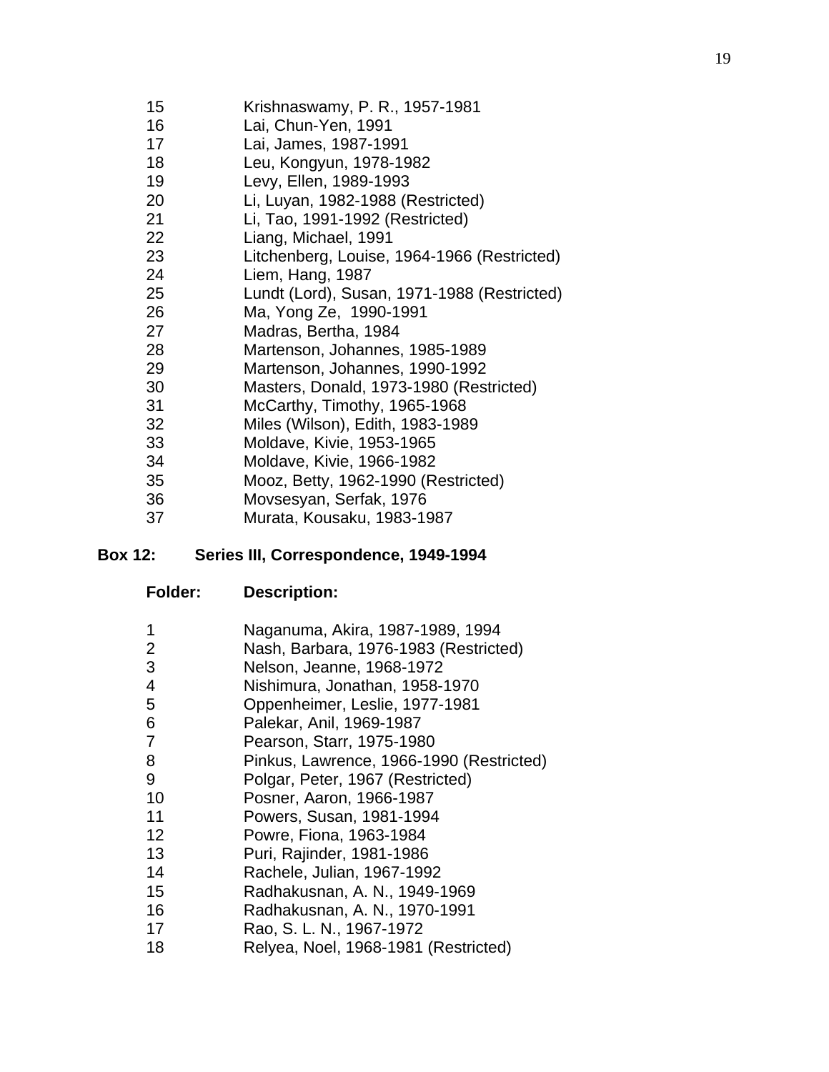| | |
|---|---|
| 15 | Krishnaswamy, P. R., 1957-1981 |
| 16 | Lai, Chun-Yen, 1991 |
| 17 | Lai, James, 1987-1991 |
| 18 | Leu, Kongyun, 1978-1982 |
| 19 | Levy, Ellen, 1989-1993 |
| 20 | Li, Luyan, 1982-1988 (Restricted) |
| 21 | Li, Tao, 1991-1992 (Restricted) |
| 22 | Liang, Michael, 1991 |
| 23 | Litchenberg, Louise, 1964-1966 (Restricted) |
| 24 | Liem, Hang, 1987 |
| 25 | Lundt (Lord), Susan, 1971-1988 (Restricted) |
| 26 | Ma, Yong Ze, 1990-1991 |
| 27 | Madras, Bertha, 1984 |
| 28 | Martenson, Johannes, 1985-1989 |
| 29 | Martenson, Johannes, 1990-1992 |
| 30 | Masters, Donald, 1973-1980 (Restricted) |
| 31 | McCarthy, Timothy, 1965-1968 |
| 32 | Miles (Wilson), Edith, 1983-1989 |
| 33 | Moldave, Kivie, 1953-1965 |
| 34 | Moldave, Kivie, 1966-1982 |
| 35 | Mooz, Betty, 1962-1990 (Restricted) |
| 36 | Movsesyan, Serfak, 1976 |
| 37 | Murata, Kousaku, 1983-1987 |

**Box 12: Series III, Correspondence, 1949-1994**

| **Folder:** | **Description:** |
|---|---|
| 1 | Naganuma, Akira, 1987-1989, 1994 |
| 2 | Nash, Barbara, 1976-1983 (Restricted) |
| 3 | Nelson, Jeanne, 1968-1972 |
| 4 | Nishimura, Jonathan, 1958-1970 |
| 5 | Oppenheimer, Leslie, 1977-1981 |
| 6 | Palekar, Anil, 1969-1987 |
| 7 | Pearson, Starr, 1975-1980 |
| 8 | Pinkus, Lawrence, 1966-1990 (Restricted) |
| 9 | Polgar, Peter, 1967 (Restricted) |
| 10 | Posner, Aaron, 1966-1987 |
| 11 | Powers, Susan, 1981-1994 |
| 12 | Powre, Fiona, 1963-1984 |
| 13 | Puri, Rajinder, 1981-1986 |
| 14 | Rachele, Julian, 1967-1992 |
| 15 | Radhakusnan, A. N., 1949-1969 |
| 16 | Radhakusnan, A. N., 1970-1991 |
| 17 | Rao, S. L. N., 1967-1972 |
| 18 | Relyea, Noel, 1968-1981 (Restricted) |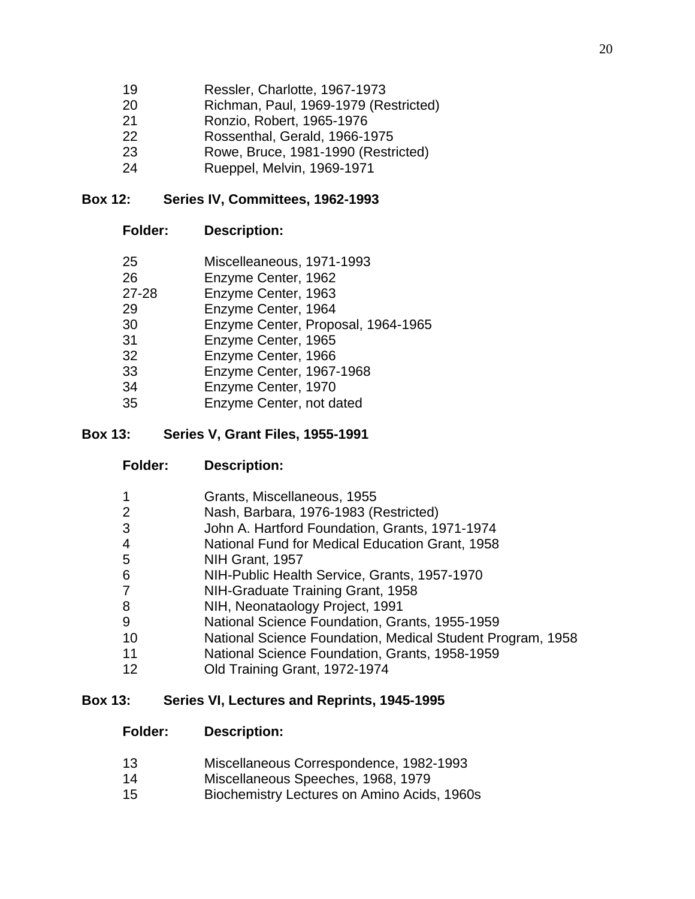| | |
|---|---|
| 19 | Ressler, Charlotte, 1967-1973 |
| 20 | Richman, Paul, 1969-1979 (Restricted) |
| 21 | Ronzio, Robert, 1965-1976 |
| 22 | Rossenthal, Gerald, 1966-1975 |
| 23 | Rowe, Bruce, 1981-1990 (Restricted) |
| 24 | Rueppel, Melvin, 1969-1971 |

**Box 12: Series IV, Committees, 1962-1993**

| **Folder:** | **Description:** |
|---|---|
| 25 | Miscelleaneous, 1971-1993 |
| 26 | Enzyme Center, 1962 |
| 27-28 | Enzyme Center, 1963 |
| 29 | Enzyme Center, 1964 |
| 30 | Enzyme Center, Proposal, 1964-1965 |
| 31 | Enzyme Center, 1965 |
| 32 | Enzyme Center, 1966 |
| 33 | Enzyme Center, 1967-1968 |
| 34 | Enzyme Center, 1970 |
| 35 | Enzyme Center, not dated |

**Box 13: Series V, Grant Files, 1955-1991**

| **Folder:** | **Description:** |
|---|---|
| 1 | Grants, Miscellaneous, 1955 |
| 2 | Nash, Barbara, 1976-1983 (Restricted) |
| 3 | John A. Hartford Foundation, Grants, 1971-1974 |
| 4 | National Fund for Medical Education Grant, 1958 |
| 5 | NIH Grant, 1957 |
| 6 | NIH-Public Health Service, Grants, 1957-1970 |
| 7 | NIH-Graduate Training Grant, 1958 |
| 8 | NIH, Neonataology Project, 1991 |
| 9 | National Science Foundation, Grants, 1955-1959 |
| 10 | National Science Foundation, Medical Student Program, 1958 |
| 11 | National Science Foundation, Grants, 1958-1959 |
| 12 | Old Training Grant, 1972-1974 |

**Box 13: Series VI, Lectures and Reprints, 1945-1995**

| **Folder:** | **Description:** |
|---|---|
| 13 | Miscellaneous Correspondence, 1982-1993 |
| 14 | Miscellaneous Speeches, 1968, 1979 |
| 15 | Biochemistry Lectures on Amino Acids, 1960s |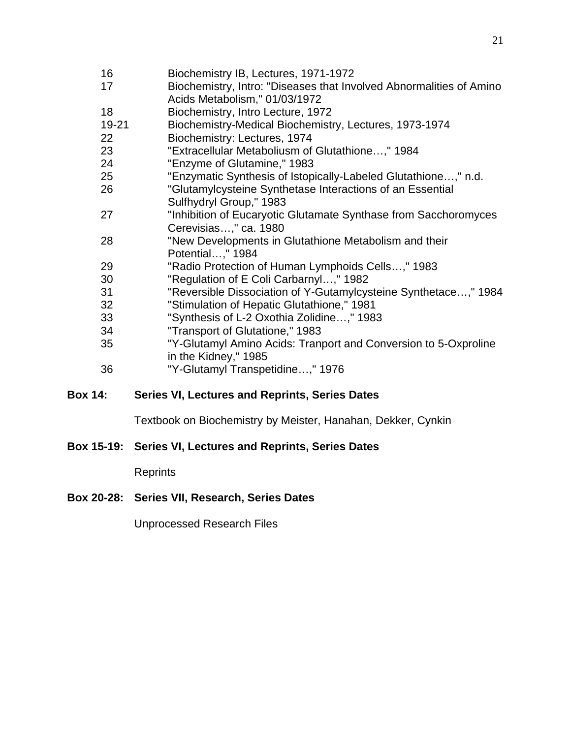| | |
|---|---|
| 16 | Biochemistry IB, Lectures, 1971-1972 |
| 17 | Biochemistry, Intro: "Diseases that Involved Abnormalities of Amino Acids Metabolism," 01/03/1972 |
| 18 | Biochemistry, Intro Lecture, 1972 |
| 19-21 | Biochemistry-Medical Biochemistry, Lectures, 1973-1974 |
| 22 | Biochemistry: Lectures, 1974 |
| 23 | "Extracellular Metaboliusm of Glutathione…," 1984 |
| 24 | "Enzyme of Glutamine," 1983 |
| 25 | "Enzymatic Synthesis of Istopically-Labeled Glutathione…," n.d. |
| 26 | "Glutamylcysteine Synthetase Interactions of an Essential Sulfhydryl Group," 1983 |
| 27 | "Inhibition of Eucaryotic Glutamate Synthase from Sacchoromyces Cerevisias…," ca. 1980 |
| 28 | "New Developments in Glutathione Metabolism and their Potential…," 1984 |
| 29 | "Radio Protection of Human Lymphoids Cells…," 1983 |
| 30 | "Regulation of E Coli Carbarnyl…," 1982 |
| 31 | "Reversible Dissociation of Y-Gutamylcysteine Synthetace…," 1984 |
| 32 | "Stimulation of Hepatic Glutathione," 1981 |
| 33 | "Synthesis of L-2 Oxothia Zolidine…," 1983 |
| 34 | "Transport of Glutatione," 1983 |
| 35 | "Y-Glutamyl Amino Acids: Tranport and Conversion to 5-Oxproline in the Kidney," 1985 |
| 36 | "Y-Glutamyl Transpetidine…," 1976 |

**Box 14: Series VI, Lectures and Reprints, Series Dates**

Textbook on Biochemistry by Meister, Hanahan, Dekker, Cynkin

**Box 15-19: Series VI, Lectures and Reprints, Series Dates**

Reprints

**Box 20-28: Series VII, Research, Series Dates**

Unprocessed Research Files